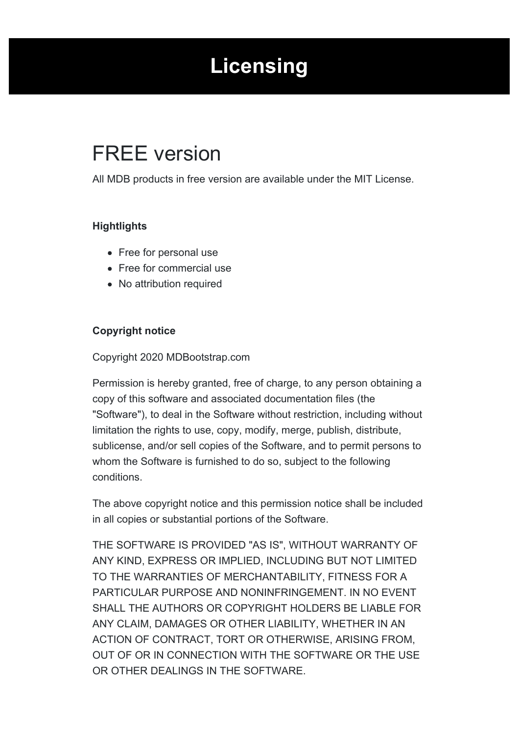# Licensing

## FREE version

All MDB products in free version are available under the MIT License.

**Hightlights**

- Free for personal use
- Free for commercial use
- No attribution required

**Copyright notice**

Copyright 2020 MDBootstrap.com

Permission is hereby granted, free of charge, to any person obtaining a copy of this software and associated documentation files (the "Software"), to deal in the Software without restriction, including without limitation the rights to use, copy, modify, merge, publish, distribute, sublicense, and/or sell copies of the Software, and to permit persons to whom the Software is furnished to do so, subject to the following conditions.

The above copyright notice and this permission notice shall be included in all copies or substantial portions of the Software.

THE SOFTWARE IS PROVIDED "AS IS", WITHOUT WARRANTY OF ANY KIND, EXPRESS OR IMPLIED, INCLUDING BUT NOT LIMITED TO THE WARRANTIES OF MERCHANTABILITY, FITNESS FOR A PARTICULAR PURPOSE AND NONINFRINGEMENT. IN NO EVENT SHALL THE AUTHORS OR COPYRIGHT HOLDERS BE LIABLE FOR ANY CLAIM, DAMAGES OR OTHER LIABILITY, WHETHER IN AN ACTION OF CONTRACT, TORT OR OTHERWISE, ARISING FROM, OUT OF OR IN CONNECTION WITH THE SOFTWARE OR THE USE OR OTHER DEALINGS IN THE SOFTWARE.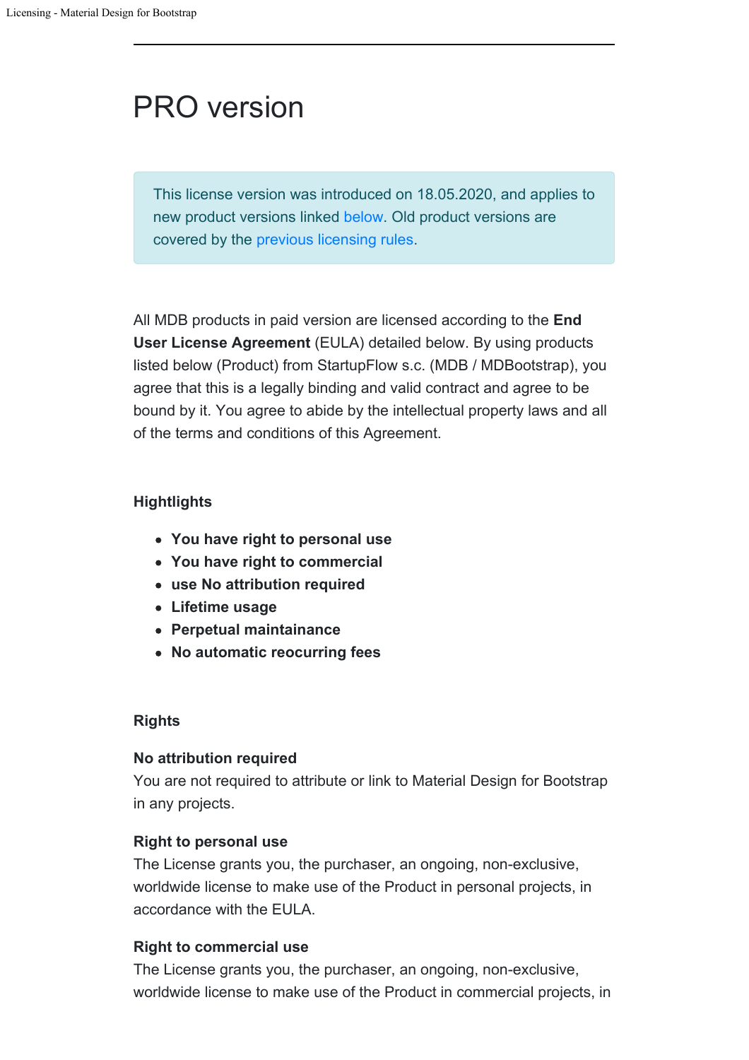---

# PRO version

This license version was introduced on 18.05.2020, and applies to new product versions linked below. Old product versions are covered by the previous licensing rules.

All MDB products in paid version are licensed according to the **End User License Agreement** (EULA) detailed below. By using products listed below (Product) from StartupFlow s.c. (MDB / MDBootstrap), you agree that this is a legally binding and valid contract and agree to be bound by it. You agree to abide by the intellectual property laws and all of the terms and conditions of this Agreement.

### Hightlights

- **You have right to personal use**
- **You have right to commercial**
- **use No attribution required**
- **Lifetime usage**
- **Perpetual maintainance**
- **No automatic reocurring fees**

### Rights

**No attribution required**
You are not required to attribute or link to Material Design for Bootstrap in any projects.

**Right to personal use**
The License grants you, the purchaser, an ongoing, non-exclusive, worldwide license to make use of the Product in personal projects, in accordance with the EULA.

**Right to commercial use**
The License grants you, the purchaser, an ongoing, non-exclusive, worldwide license to make use of the Product in commercial projects, in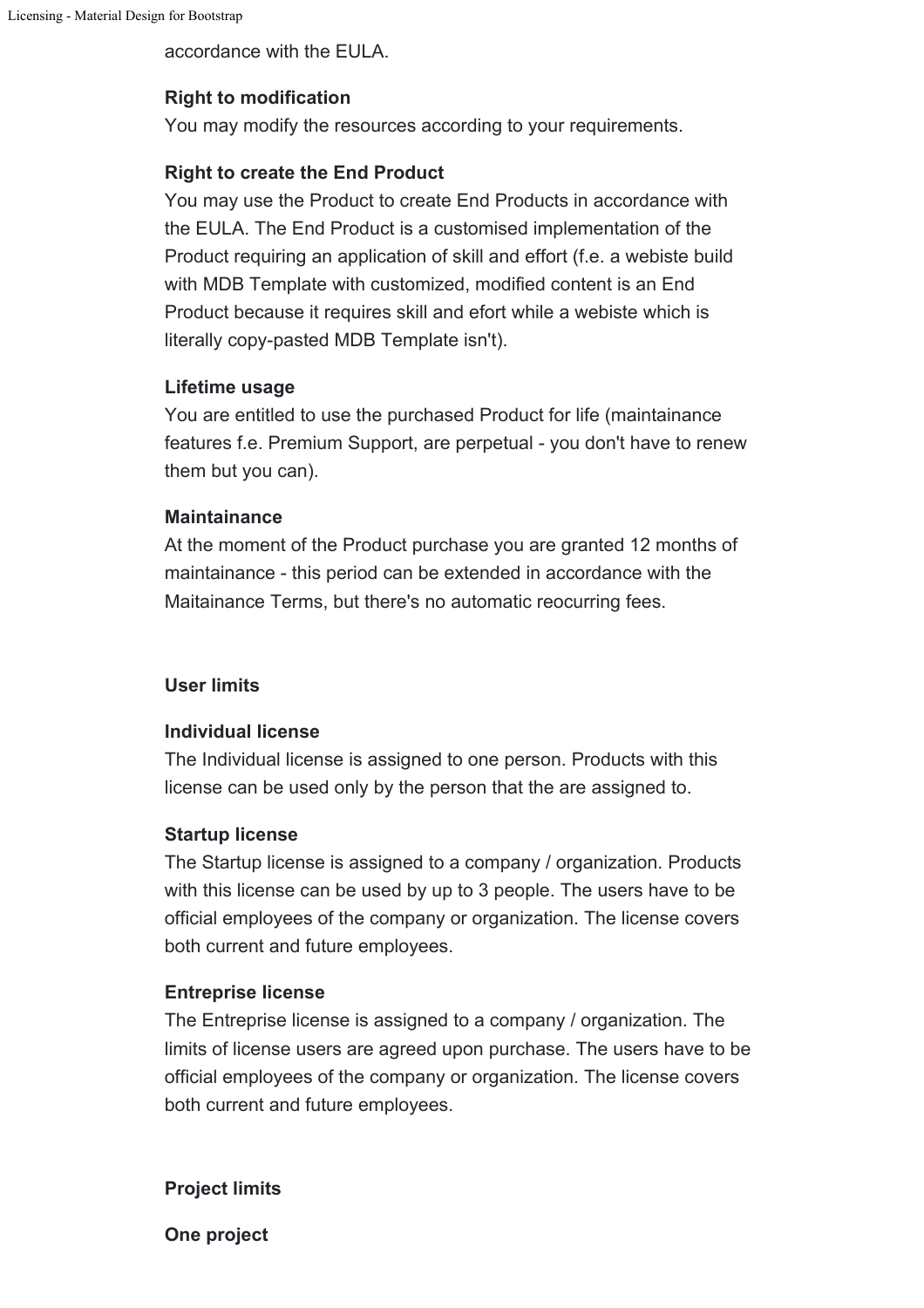accordance with the EULA.

**Right to modification**
You may modify the resources according to your requirements.

**Right to create the End Product**
You may use the Product to create End Products in accordance with the EULA. The End Product is a customised implementation of the Product requiring an application of skill and effort (f.e. a webiste build with MDB Template with customized, modified content is an End Product because it requires skill and efort while a webiste which is literally copy-pasted MDB Template isn't).

**Lifetime usage**
You are entitled to use the purchased Product for life (maintainance features f.e. Premium Support, are perpetual - you don't have to renew them but you can).

**Maintainance**
At the moment of the Product purchase you are granted 12 months of maintainance - this period can be extended in accordance with the Maitainance Terms, but there's no automatic reocurring fees.

**User limits**

**Individual license**
The Individual license is assigned to one person. Products with this license can be used only by the person that the are assigned to.

**Startup license**
The Startup license is assigned to a company / organization. Products with this license can be used by up to 3 people. The users have to be official employees of the company or organization. The license covers both current and future employees.

**Entreprise license**
The Entreprise license is assigned to a company / organization. The limits of license users are agreed upon purchase. The users have to be official employees of the company or organization. The license covers both current and future employees.

**Project limits**

**One project**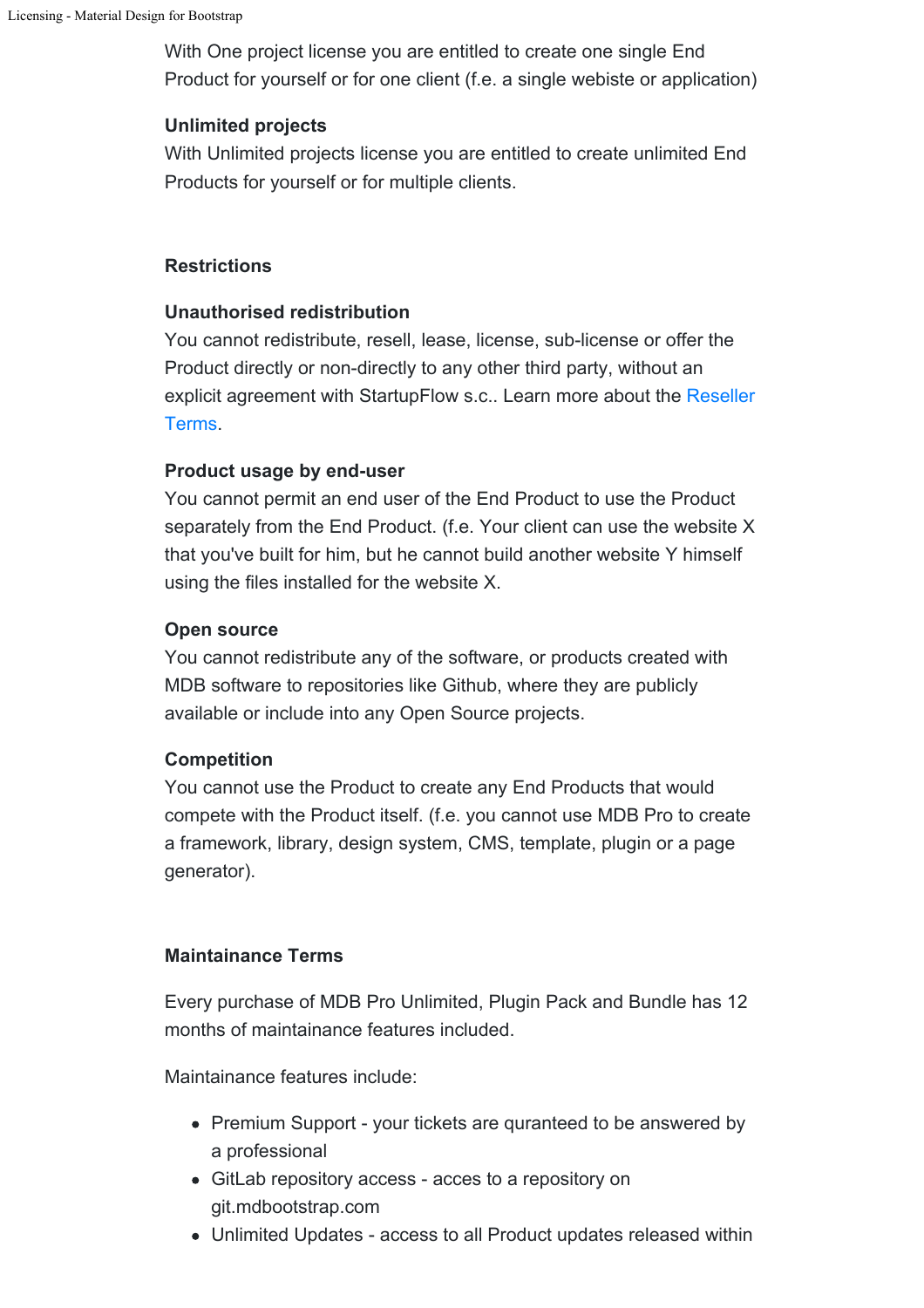With One project license you are entitled to create one single End Product for yourself or for one client (f.e. a single webiste or application)

**Unlimited projects**
With Unlimited projects license you are entitled to create unlimited End Products for yourself or for multiple clients.

### Restrictions

**Unauthorised redistribution**
You cannot redistribute, resell, lease, license, sub-license or offer the Product directly or non-directly to any other third party, without an explicit agreement with StartupFlow s.c.. Learn more about the Reseller Terms.

**Product usage by end-user**
You cannot permit an end user of the End Product to use the Product separately from the End Product. (f.e. Your client can use the website X that you've built for him, but he cannot build another website Y himself using the files installed for the website X.

**Open source**
You cannot redistribute any of the software, or products created with MDB software to repositories like Github, where they are publicly available or include into any Open Source projects.

**Competition**
You cannot use the Product to create any End Products that would compete with the Product itself. (f.e. you cannot use MDB Pro to create a framework, library, design system, CMS, template, plugin or a page generator).

### Maintainance Terms

Every purchase of MDB Pro Unlimited, Plugin Pack and Bundle has 12 months of maintainance features included.

Maintainance features include:

- Premium Support - your tickets are quranteed to be answered by a professional
- GitLab repository access - acces to a repository on git.mdbootstrap.com
- Unlimited Updates - access to all Product updates released within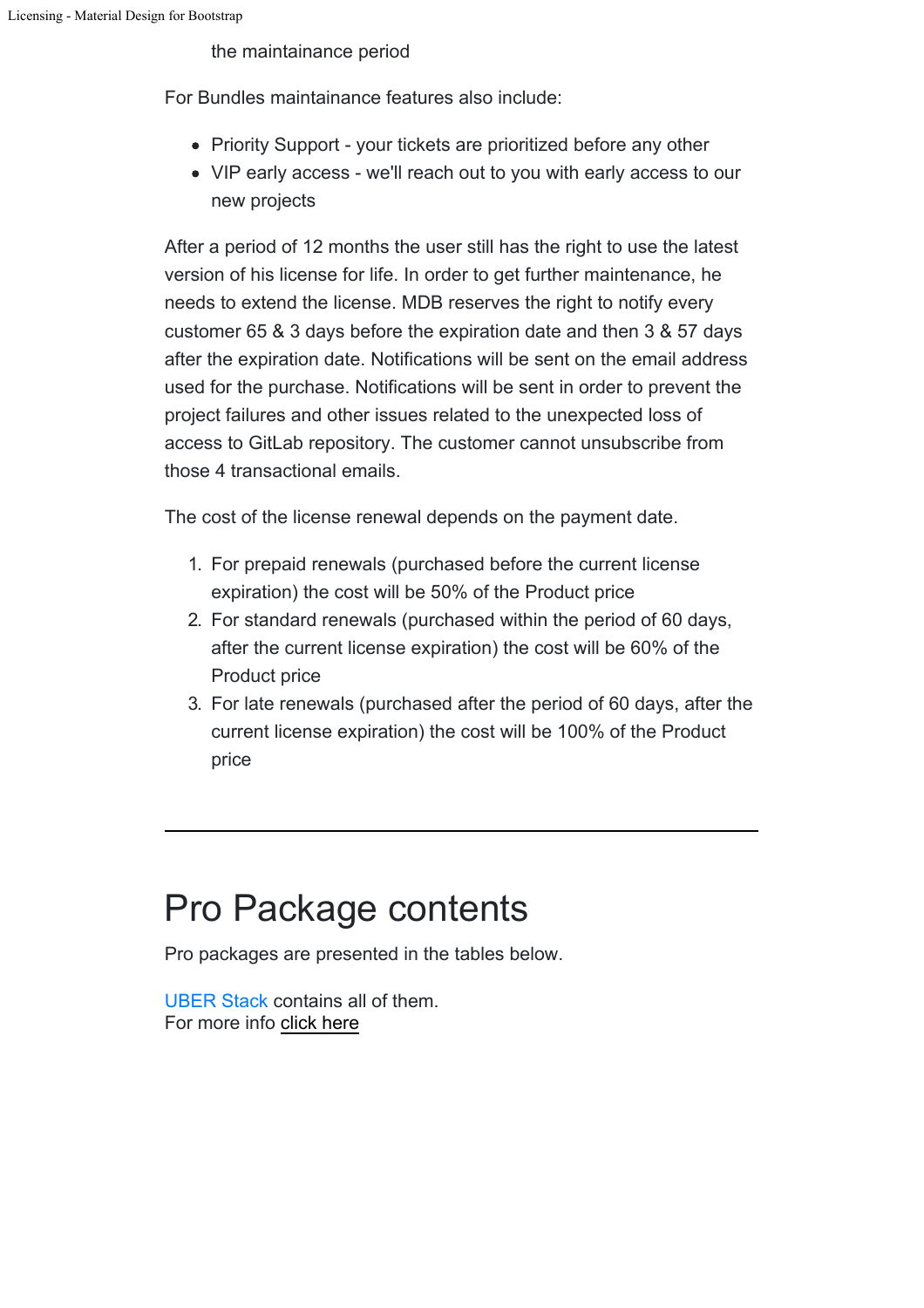the maintainance period

For Bundles maintainance features also include:

- Priority Support - your tickets are prioritized before any other
- VIP early access - we'll reach out to you with early access to our new projects

After a period of 12 months the user still has the right to use the latest version of his license for life. In order to get further maintenance, he needs to extend the license. MDB reserves the right to notify every customer 65 & 3 days before the expiration date and then 3 & 57 days after the expiration date. Notifications will be sent on the email address used for the purchase. Notifications will be sent in order to prevent the project failures and other issues related to the unexpected loss of access to GitLab repository. The customer cannot unsubscribe from those 4 transactional emails.

The cost of the license renewal depends on the payment date.

1. For prepaid renewals (purchased before the current license expiration) the cost will be 50% of the Product price
2. For standard renewals (purchased within the period of 60 days, after the current license expiration) the cost will be 60% of the Product price
3. For late renewals (purchased after the period of 60 days, after the current license expiration) the cost will be 100% of the Product price

---

# Pro Package contents

Pro packages are presented in the tables below.

UBER Stack contains all of them.
For more info click here